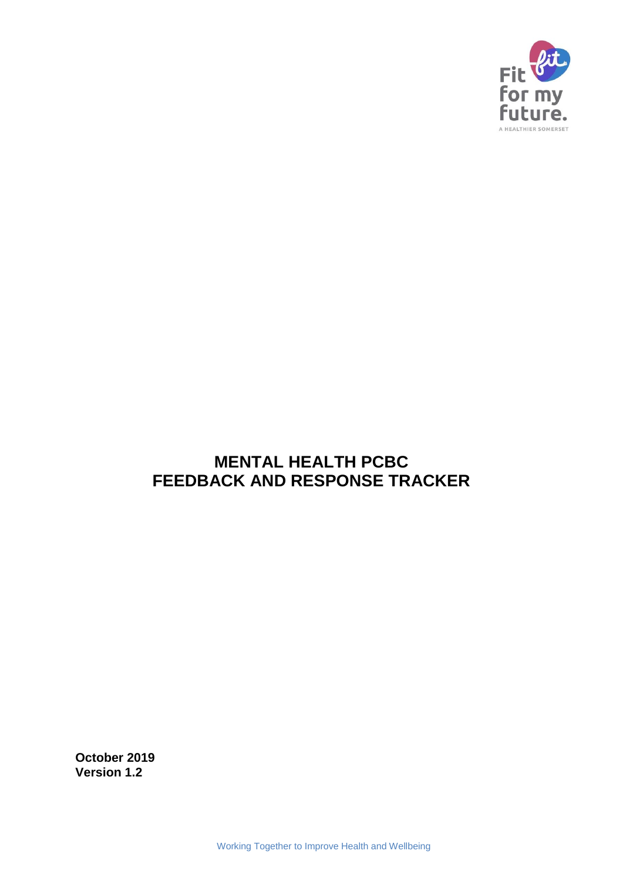Fit for my future.
A HEALTHIER SOMERSET

# MENTAL HEALTH PCBC
# FEEDBACK AND RESPONSE TRACKER

**October 2019**
**Version 1.2**

Working Together to Improve Health and Wellbeing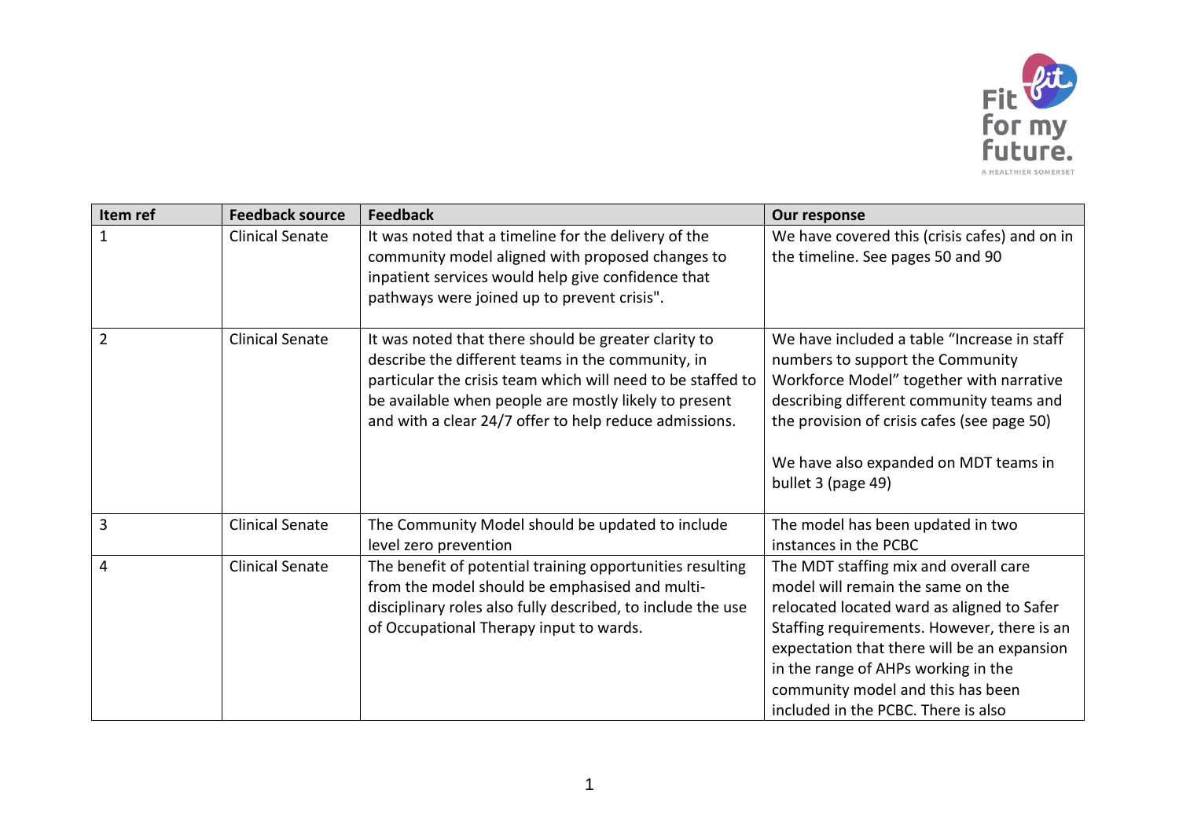| Item ref | Feedback source | Feedback | Our response |
|---|---|---|---|
| 1 | Clinical Senate | It was noted that a timeline for the delivery of the community model aligned with proposed changes to inpatient services would help give confidence that pathways were joined up to prevent crisis". | We have covered this (crisis cafes) and on in the timeline. See pages 50 and 90 |
| 2 | Clinical Senate | It was noted that there should be greater clarity to describe the different teams in the community, in particular the crisis team which will need to be staffed to be available when people are mostly likely to present and with a clear 24/7 offer to help reduce admissions. | We have included a table "Increase in staff numbers to support the Community Workforce Model" together with narrative describing different community teams and the provision of crisis cafes (see page 50)<br><br>We have also expanded on MDT teams in bullet 3 (page 49) |
| 3 | Clinical Senate | The Community Model should be updated to include level zero prevention | The model has been updated in two instances in the PCBC |
| 4 | Clinical Senate | The benefit of potential training opportunities resulting from the model should be emphasised and multi-disciplinary roles also fully described, to include the use of Occupational Therapy input to wards. | The MDT staffing mix and overall care model will remain the same on the relocated located ward as aligned to Safer Staffing requirements. However, there is an expectation that there will be an expansion in the range of AHPs working in the community model and this has been included in the PCBC. There is also |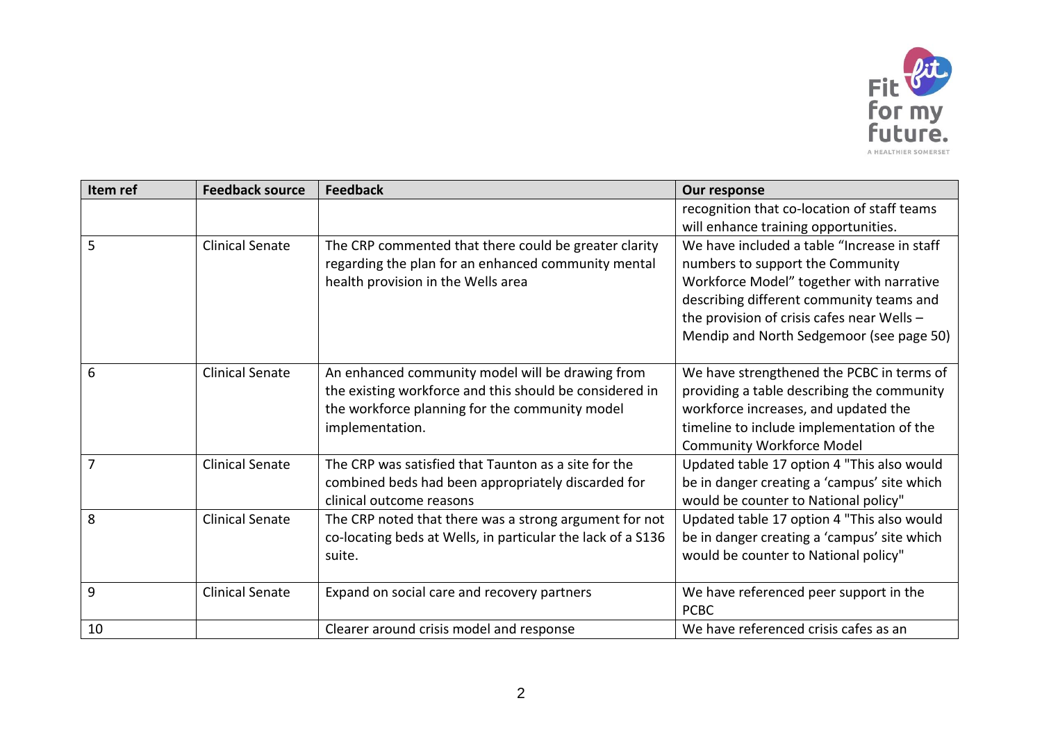| Item ref | Feedback source | Feedback | Our response |
|---|---|---|---|
| | | | recognition that co-location of staff teams will enhance training opportunities. |
| 5 | Clinical Senate | The CRP commented that there could be greater clarity regarding the plan for an enhanced community mental health provision in the Wells area | We have included a table "Increase in staff numbers to support the Community Workforce Model" together with narrative describing different community teams and the provision of crisis cafes near Wells – Mendip and North Sedgemoor (see page 50) |
| 6 | Clinical Senate | An enhanced community model will be drawing from the existing workforce and this should be considered in the workforce planning for the community model implementation. | We have strengthened the PCBC in terms of providing a table describing the community workforce increases, and updated the timeline to include implementation of the Community Workforce Model |
| 7 | Clinical Senate | The CRP was satisfied that Taunton as a site for the combined beds had been appropriately discarded for clinical outcome reasons | Updated table 17 option 4 "This also would be in danger creating a 'campus' site which would be counter to National policy" |
| 8 | Clinical Senate | The CRP noted that there was a strong argument for not co-locating beds at Wells, in particular the lack of a S136 suite. | Updated table 17 option 4 "This also would be in danger creating a 'campus' site which would be counter to National policy" |
| 9 | Clinical Senate | Expand on social care and recovery partners | We have referenced peer support in the PCBC |
| 10 | | Clearer around crisis model and response | We have referenced crisis cafes as an |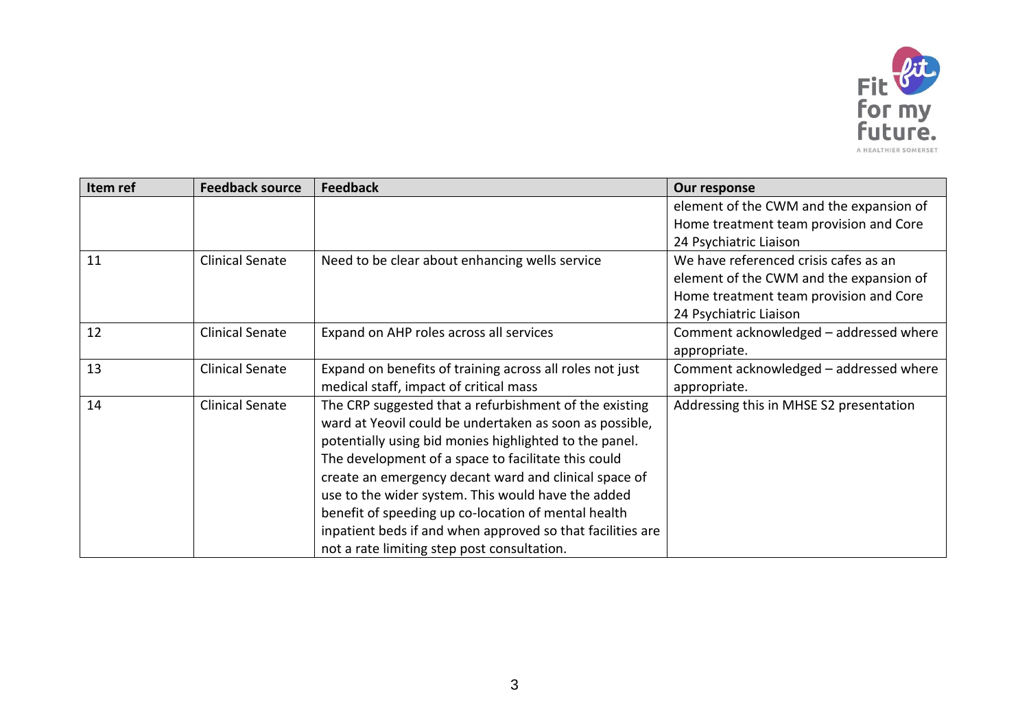| Item ref | Feedback source | Feedback | Our response |
|---|---|---|---|
| | | | element of the CWM and the expansion of Home treatment team provision and Core 24 Psychiatric Liaison |
| 11 | Clinical Senate | Need to be clear about enhancing wells service | We have referenced crisis cafes as an element of the CWM and the expansion of Home treatment team provision and Core 24 Psychiatric Liaison |
| 12 | Clinical Senate | Expand on AHP roles across all services | Comment acknowledged – addressed where appropriate. |
| 13 | Clinical Senate | Expand on benefits of training across all roles not just medical staff, impact of critical mass | Comment acknowledged – addressed where appropriate. |
| 14 | Clinical Senate | The CRP suggested that a refurbishment of the existing ward at Yeovil could be undertaken as soon as possible, potentially using bid monies highlighted to the panel. The development of a space to facilitate this could create an emergency decant ward and clinical space of use to the wider system. This would have the added benefit of speeding up co-location of mental health inpatient beds if and when approved so that facilities are not a rate limiting step post consultation. | Addressing this in MHSE S2 presentation |